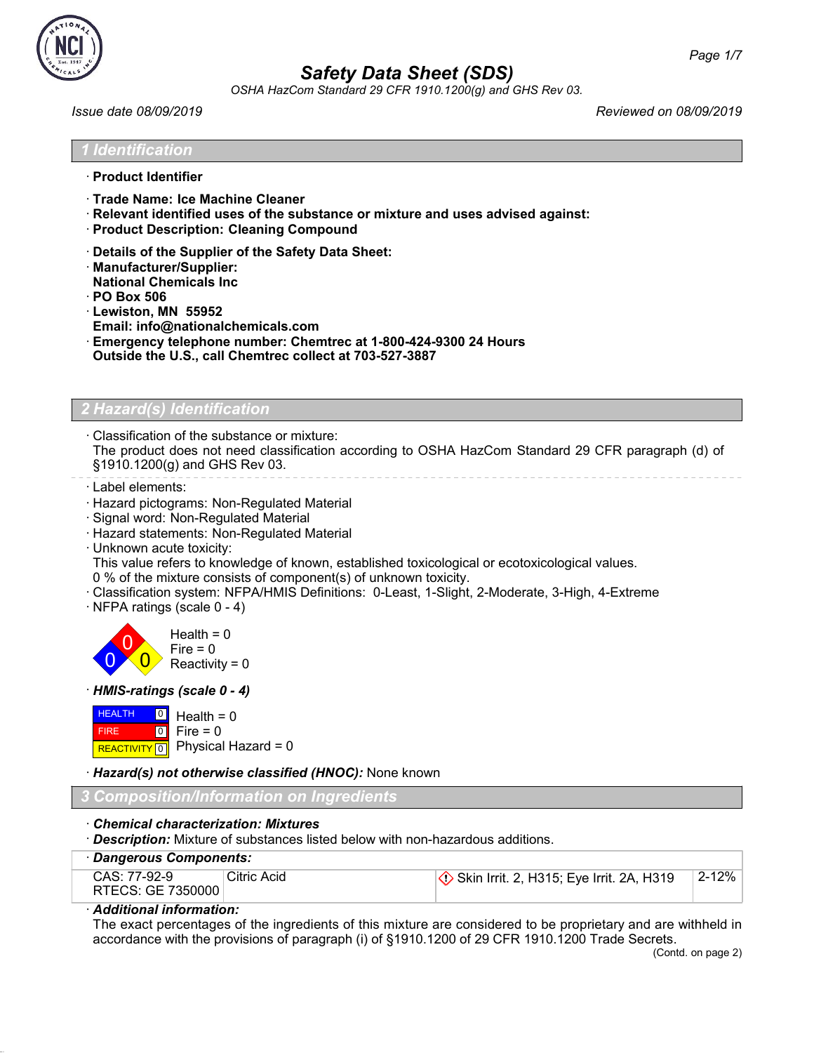# Safety Data Sheet (SDS)

*OSHA HazCom Standard 29 CFR 1910.1200(g) and GHS Rev 03.*

*Issue date 08/09/2019* *Reviewed on 08/09/2019*

## 1 Identification

· **Product Identifier**

· **Trade Name: Ice Machine Cleaner**
· **Relevant identified uses of the substance or mixture and uses advised against:**
· **Product Description: Cleaning Compound**

· **Details of the Supplier of the Safety Data Sheet:**
· **Manufacturer/Supplier:**
**National Chemicals Inc**
· **PO Box 506**
· **Lewiston, MN 55952**
**Email: info@nationalchemicals.com**
· **Emergency telephone number: Chemtrec at 1-800-424-9300 24 Hours**
**Outside the U.S., call Chemtrec collect at 703-527-3887**

## 2 Hazard(s) Identification

· Classification of the substance or mixture:
The product does not need classification according to OSHA HazCom Standard 29 CFR paragraph (d) of §1910.1200(g) and GHS Rev 03.

· Label elements:
· Hazard pictograms: Non-Regulated Material
· Signal word: Non-Regulated Material
· Hazard statements: Non-Regulated Material
· Unknown acute toxicity:
This value refers to knowledge of known, established toxicological or ecotoxicological values.
0 % of the mixture consists of component(s) of unknown toxicity.
· Classification system: NFPA/HMIS Definitions: 0-Least, 1-Slight, 2-Moderate, 3-High, 4-Extreme
· NFPA ratings (scale 0 - 4)

Health = 0
Fire = 0
Reactivity = 0

· ***HMIS-ratings (scale 0 - 4)***

| | |
|---|---|
| HEALTH 0 | Health = 0 |
| FIRE 0 | Fire = 0 |
| REACTIVITY 0 | Physical Hazard = 0 |

· ***Hazard(s) not otherwise classified (HNOC):*** None known

## 3 Composition/Information on Ingredients

· ***Chemical characterization: Mixtures***
· ***Description:*** Mixture of substances listed below with non-hazardous additions.

| · *Dangerous Components:* | | | |
|---|---|---|---|
| CAS: 77-92-9<br>RTECS: GE 7350000 | Citric Acid | Skin Irrit. 2, H315; Eye Irrit. 2A, H319 | 2-12% |

· ***Additional information:***
The exact percentages of the ingredients of this mixture are considered to be proprietary and are withheld in accordance with the provisions of paragraph (i) of §1910.1200 of 29 CFR 1910.1200 Trade Secrets.

(Contd. on page 2)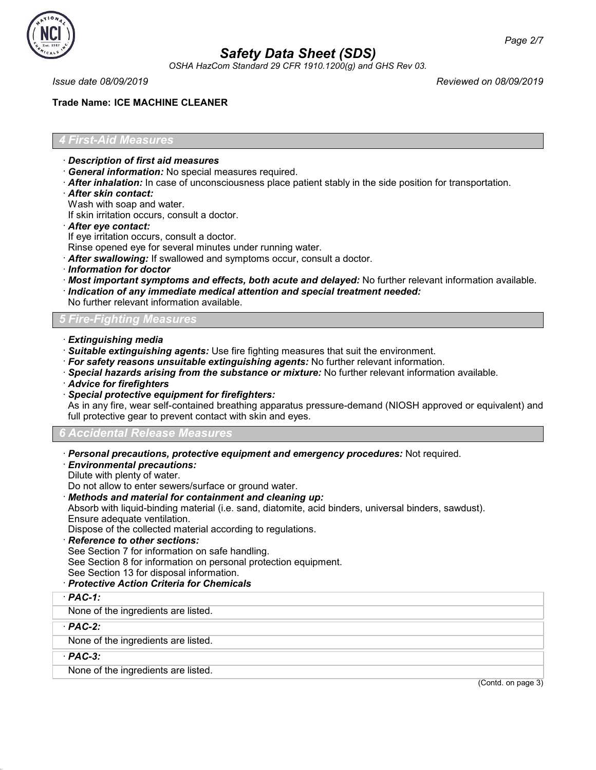## 4 First-Aid Measures

· ***Description of first aid measures***
· ***General information:*** No special measures required.
· ***After inhalation:*** In case of unconsciousness place patient stably in the side position for transportation.
· ***After skin contact:***
Wash with soap and water.
If skin irritation occurs, consult a doctor.
· ***After eye contact:***
If eye irritation occurs, consult a doctor.
Rinse opened eye for several minutes under running water.
· ***After swallowing:*** If swallowed and symptoms occur, consult a doctor.
· ***Information for doctor***
· ***Most important symptoms and effects, both acute and delayed:*** No further relevant information available.
· ***Indication of any immediate medical attention and special treatment needed:***
No further relevant information available.

## 5 Fire-Fighting Measures

· ***Extinguishing media***
· ***Suitable extinguishing agents:*** Use fire fighting measures that suit the environment.
· ***For safety reasons unsuitable extinguishing agents:*** No further relevant information.
· ***Special hazards arising from the substance or mixture:*** No further relevant information available.
· ***Advice for firefighters***
· ***Special protective equipment for firefighters:***
As in any fire, wear self-contained breathing apparatus pressure-demand (NIOSH approved or equivalent) and full protective gear to prevent contact with skin and eyes.

## 6 Accidental Release Measures

· ***Personal precautions, protective equipment and emergency procedures:*** Not required.
· ***Environmental precautions:***
Dilute with plenty of water.
Do not allow to enter sewers/surface or ground water.
· ***Methods and material for containment and cleaning up:***
Absorb with liquid-binding material (i.e. sand, diatomite, acid binders, universal binders, sawdust).
Ensure adequate ventilation.
Dispose of the collected material according to regulations.
· ***Reference to other sections:***
See Section 7 for information on safe handling.
See Section 8 for information on personal protection equipment.
See Section 13 for disposal information.
· ***Protective Action Criteria for Chemicals***

| · ***PAC-1:*** |
|---|
| None of the ingredients are listed. |

| · ***PAC-2:*** |
|---|
| None of the ingredients are listed. |

| · ***PAC-3:*** |
|---|
| None of the ingredients are listed. |

(Contd. on page 3)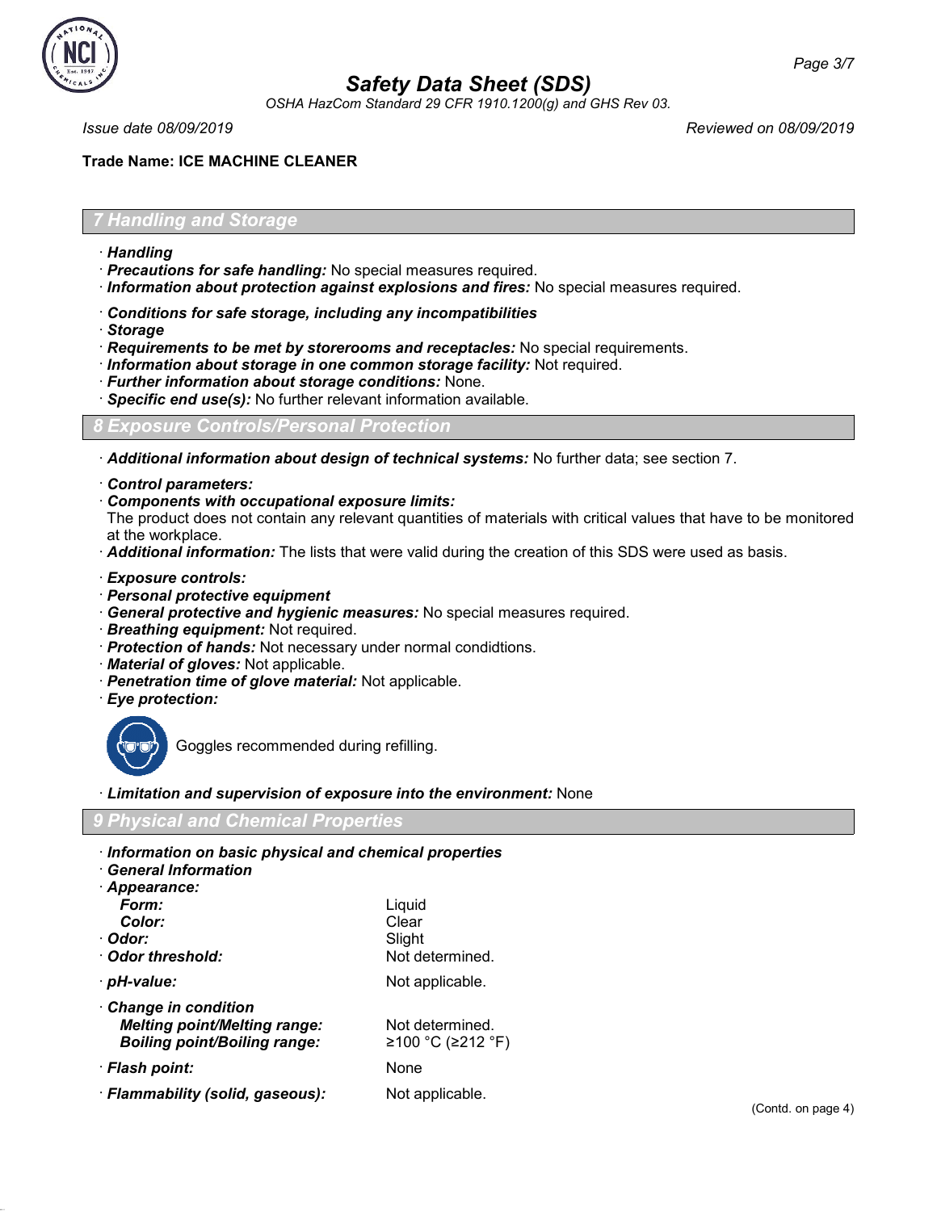# Safety Data Sheet (SDS)

OSHA HazCom Standard 29 CFR 1910.1200(g) and GHS Rev 03.

*Issue date 08/09/2019* *Reviewed on 08/09/2019*

**Trade Name: ICE MACHINE CLEANER**

## 7 Handling and Storage

· ***Handling***
· ***Precautions for safe handling:*** No special measures required.
· ***Information about protection against explosions and fires:*** No special measures required.

· ***Conditions for safe storage, including any incompatibilities***
· ***Storage***
· ***Requirements to be met by storerooms and receptacles:*** No special requirements.
· ***Information about storage in one common storage facility:*** Not required.
· ***Further information about storage conditions:*** None.
· ***Specific end use(s):*** No further relevant information available.

## 8 Exposure Controls/Personal Protection

· ***Additional information about design of technical systems:*** No further data; see section 7.

· ***Control parameters:***
· ***Components with occupational exposure limits:***
The product does not contain any relevant quantities of materials with critical values that have to be monitored at the workplace.
· ***Additional information:*** The lists that were valid during the creation of this SDS were used as basis.

· ***Exposure controls:***
· ***Personal protective equipment***
· ***General protective and hygienic measures:*** No special measures required.
· ***Breathing equipment:*** Not required.
· ***Protection of hands:*** Not necessary under normal condidtions.
· ***Material of gloves:*** Not applicable.
· ***Penetration time of glove material:*** Not applicable.
· ***Eye protection:***

Goggles recommended during refilling.

· ***Limitation and supervision of exposure into the environment:*** None

## 9 Physical and Chemical Properties

· ***Information on basic physical and chemical properties***
· ***General Information***

| | |
|---|---|
| · ***Appearance:*** | |
| ***Form:*** | Liquid |
| ***Color:*** | Clear |
| · ***Odor:*** | Slight |
| · ***Odor threshold:*** | Not determined. |
| · ***pH-value:*** | Not applicable. |
| · ***Change in condition*** | |
| ***Melting point/Melting range:*** | Not determined. |
| ***Boiling point/Boiling range:*** | ≥100 °C (≥212 °F) |
| · ***Flash point:*** | None |
| · ***Flammability (solid, gaseous):*** | Not applicable. |

(Contd. on page 4)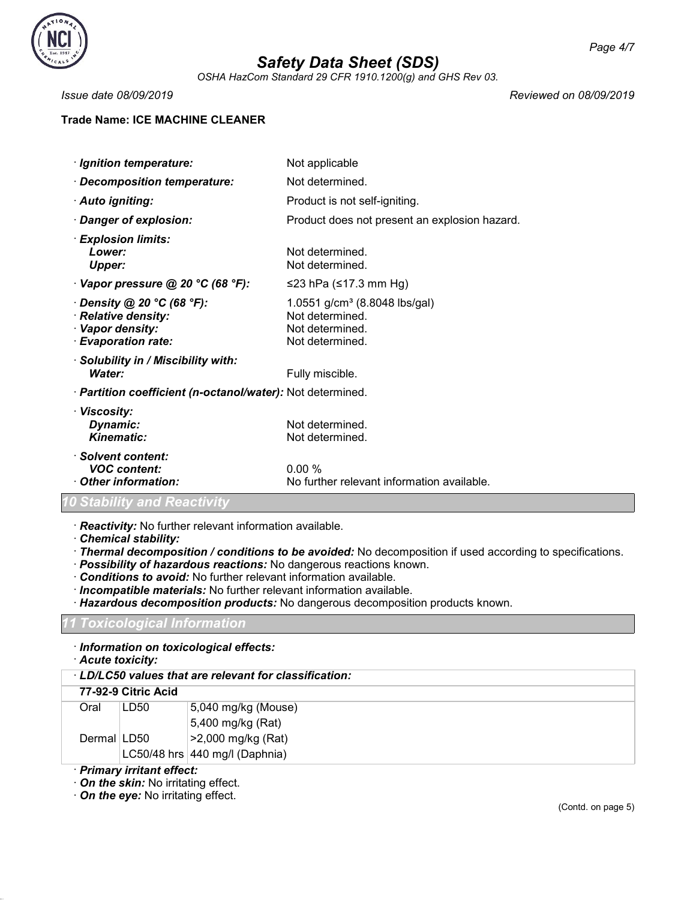· **Ignition temperature:** Not applicable

· **Decomposition temperature:** Not determined.

· **Auto igniting:** Product is not self-igniting.

· **Danger of explosion:** Product does not present an explosion hazard.

· **Explosion limits:**
  - **Lower:** Not determined.
  - **Upper:** Not determined.

· **Vapor pressure @ 20 °C (68 °F):** ≤23 hPa (≤17.3 mm Hg)

· **Density @ 20 °C (68 °F):** 1.0551 g/cm³ (8.8048 lbs/gal)
· **Relative density:** Not determined.
· **Vapor density:** Not determined.
· **Evaporation rate:** Not determined.

· **Solubility in / Miscibility with:**
  - **Water:** Fully miscible.

· **Partition coefficient (n-octanol/water):** Not determined.

· **Viscosity:**
  - **Dynamic:** Not determined.
  - **Kinematic:** Not determined.

· **Solvent content:**
  - **VOC content:** 0.00 %

· **Other information:** No further relevant information available.

## 10 Stability and Reactivity

· **Reactivity:** No further relevant information available.
· **Chemical stability:**
· **Thermal decomposition / conditions to be avoided:** No decomposition if used according to specifications.
· **Possibility of hazardous reactions:** No dangerous reactions known.
· **Conditions to avoid:** No further relevant information available.
· **Incompatible materials:** No further relevant information available.
· **Hazardous decomposition products:** No dangerous decomposition products known.

## 11 Toxicological Information

· **Information on toxicological effects:**
· **Acute toxicity:**

| · LD/LC50 values that are relevant for classification: | | |
|---|---|---|
| **77-92-9 Citric Acid** | | |
| Oral | LD50 | 5,040 mg/kg (Mouse) |
| | | 5,400 mg/kg (Rat) |
| Dermal | LD50 | >2,000 mg/kg (Rat) |
| | LC50/48 hrs | 440 mg/l (Daphnia) |

· **Primary irritant effect:**
· **On the skin:** No irritating effect.
· **On the eye:** No irritating effect.

(Contd. on page 5)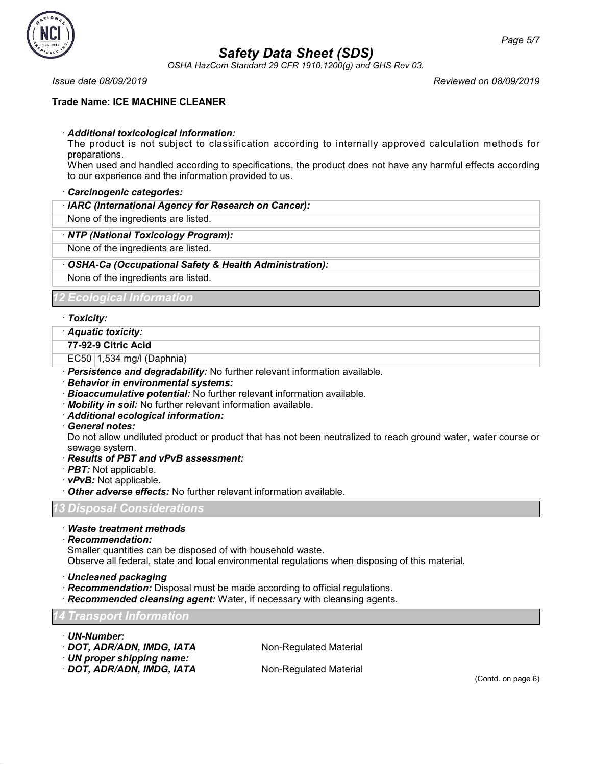Trade Name: ICE MACHINE CLEANER

· **Additional toxicological information:**
The product is not subject to classification according to internally approved calculation methods for preparations.
When used and handled according to specifications, the product does not have any harmful effects according to our experience and the information provided to us.

· **Carcinogenic categories:**

· **IARC (International Agency for Research on Cancer):**
None of the ingredients are listed.

· **NTP (National Toxicology Program):**
None of the ingredients are listed.

· **OSHA-Ca (Occupational Safety & Health Administration):**
None of the ingredients are listed.

## 12 Ecological Information

· **Toxicity:**

· **Aquatic toxicity:**

| 77-92-9 Citric Acid | |
|---|---|
| EC50 | 1,534 mg/l (Daphnia) |

· **Persistence and degradability:** No further relevant information available.
· **Behavior in environmental systems:**
· **Bioaccumulative potential:** No further relevant information available.
· **Mobility in soil:** No further relevant information available.
· **Additional ecological information:**
· **General notes:**
Do not allow undiluted product or product that has not been neutralized to reach ground water, water course or sewage system.
· **Results of PBT and vPvB assessment:**
· **PBT:** Not applicable.
· **vPvB:** Not applicable.
· **Other adverse effects:** No further relevant information available.

## 13 Disposal Considerations

· **Waste treatment methods**
· **Recommendation:**
Smaller quantities can be disposed of with household waste.
Observe all federal, state and local environmental regulations when disposing of this material.

· **Uncleaned packaging**
· **Recommendation:** Disposal must be made according to official regulations.
· **Recommended cleansing agent:** Water, if necessary with cleansing agents.

## 14 Transport Information

· **UN-Number:**
· **DOT, ADR/ADN, IMDG, IATA** Non-Regulated Material
· **UN proper shipping name:**
· **DOT, ADR/ADN, IMDG, IATA** Non-Regulated Material

(Contd. on page 6)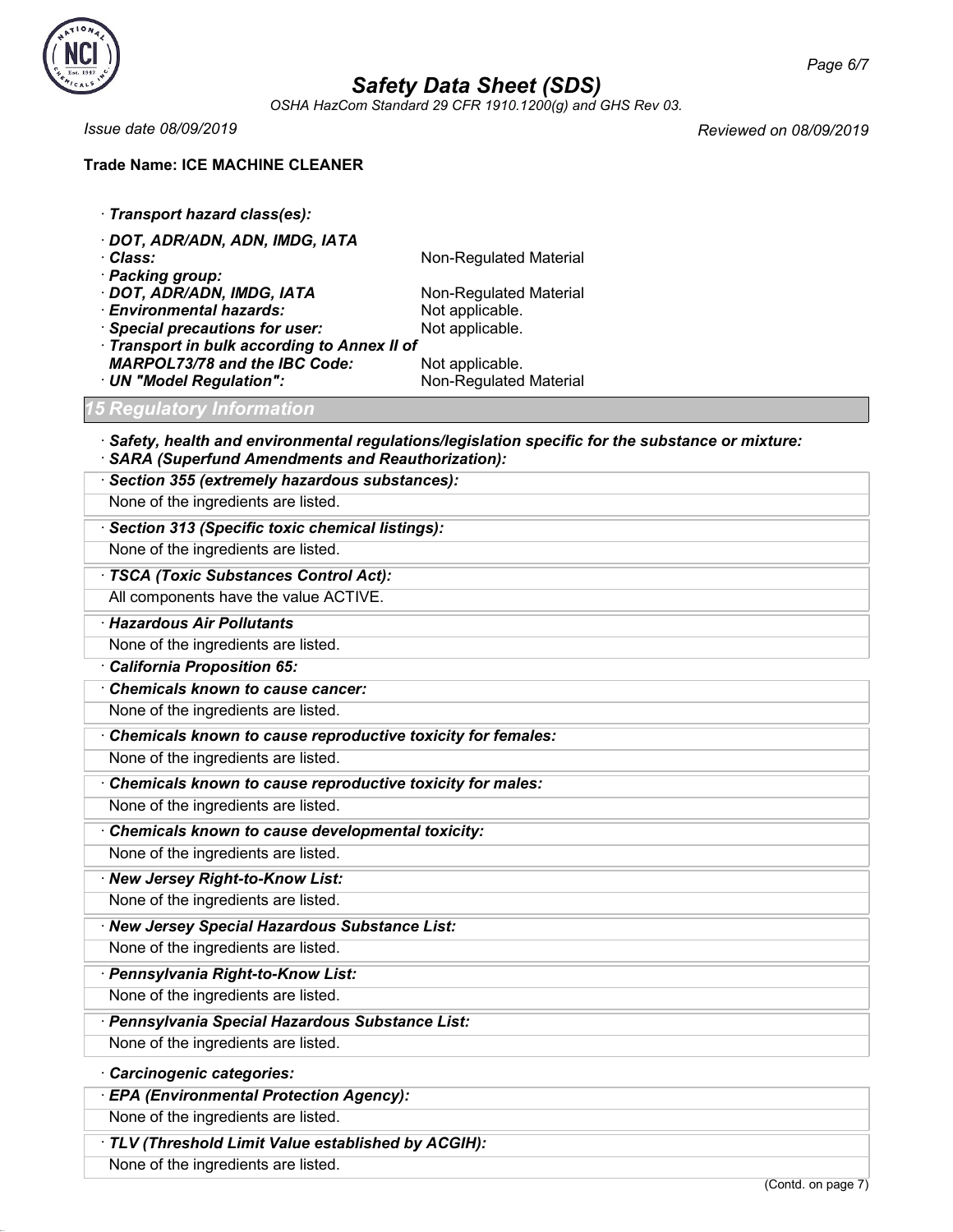**Trade Name: ICE MACHINE CLEANER**

· **Transport hazard class(es):**

· **DOT, ADR/ADN, ADN, IMDG, IATA**
· **Class:** Non-Regulated Material
· **Packing group:**
· **DOT, ADR/ADN, IMDG, IATA** Non-Regulated Material
· **Environmental hazards:** Not applicable.
· **Special precautions for user:** Not applicable.
· **Transport in bulk according to Annex II of MARPOL73/78 and the IBC Code:** Not applicable.
· **UN "Model Regulation":** Non-Regulated Material

## 15 Regulatory Information

· **Safety, health and environmental regulations/legislation specific for the substance or mixture:**
· **SARA (Superfund Amendments and Reauthorization):**

· **Section 355 (extremely hazardous substances):**
None of the ingredients are listed.

· **Section 313 (Specific toxic chemical listings):**
None of the ingredients are listed.

· **TSCA (Toxic Substances Control Act):**
All components have the value ACTIVE.

· **Hazardous Air Pollutants**
None of the ingredients are listed.

· **California Proposition 65:**

· **Chemicals known to cause cancer:**
None of the ingredients are listed.

· **Chemicals known to cause reproductive toxicity for females:**
None of the ingredients are listed.

· **Chemicals known to cause reproductive toxicity for males:**
None of the ingredients are listed.

· **Chemicals known to cause developmental toxicity:**
None of the ingredients are listed.

· **New Jersey Right-to-Know List:**
None of the ingredients are listed.

· **New Jersey Special Hazardous Substance List:**
None of the ingredients are listed.

· **Pennsylvania Right-to-Know List:**
None of the ingredients are listed.

· **Pennsylvania Special Hazardous Substance List:**
None of the ingredients are listed.

· **Carcinogenic categories:**

· **EPA (Environmental Protection Agency):**
None of the ingredients are listed.

· **TLV (Threshold Limit Value established by ACGIH):**
None of the ingredients are listed.

(Contd. on page 7)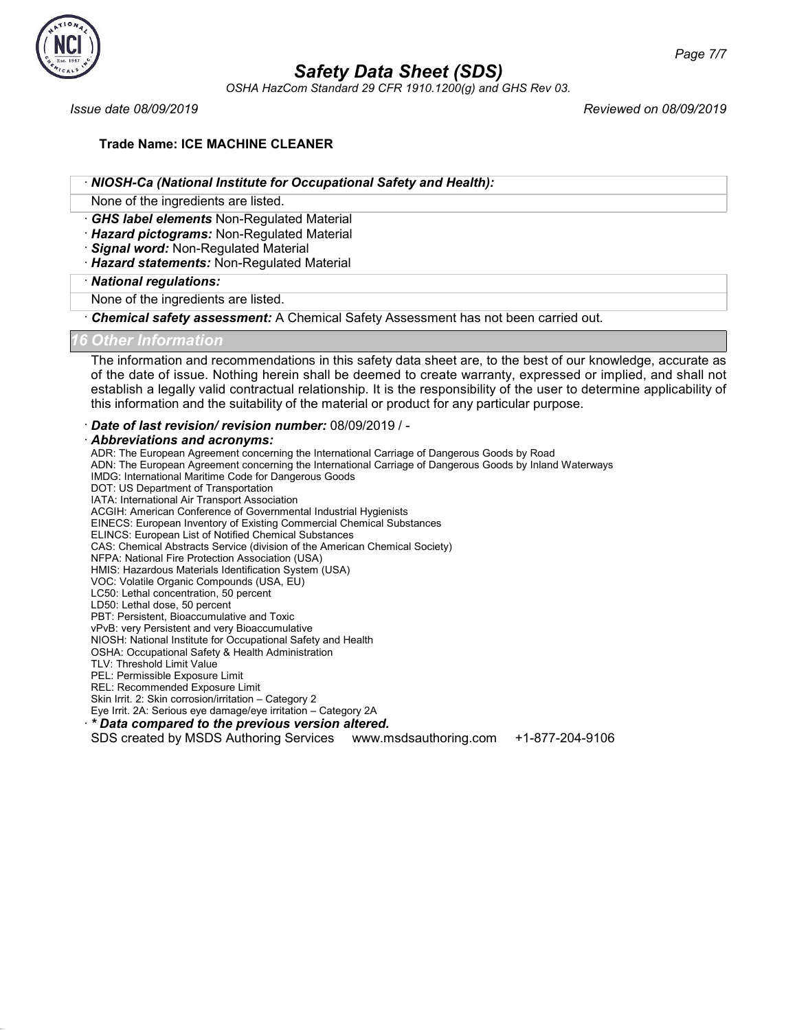**Trade Name: ICE MACHINE CLEANER**

· ***NIOSH-Ca (National Institute for Occupational Safety and Health):***

None of the ingredients are listed.

· ***GHS label elements*** Non-Regulated Material
· ***Hazard pictograms:*** Non-Regulated Material
· ***Signal word:*** Non-Regulated Material
· ***Hazard statements:*** Non-Regulated Material

· ***National regulations:***

None of the ingredients are listed.

· ***Chemical safety assessment:*** A Chemical Safety Assessment has not been carried out.

## *16 Other Information*

The information and recommendations in this safety data sheet are, to the best of our knowledge, accurate as of the date of issue. Nothing herein shall be deemed to create warranty, expressed or implied, and shall not establish a legally valid contractual relationship. It is the responsibility of the user to determine applicability of this information and the suitability of the material or product for any particular purpose.

· ***Date of last revision/ revision number:*** 08/09/2019 / -

· ***Abbreviations and acronyms:***

ADR: The European Agreement concerning the International Carriage of Dangerous Goods by Road
ADN: The European Agreement concerning the International Carriage of Dangerous Goods by Inland Waterways
IMDG: International Maritime Code for Dangerous Goods
DOT: US Department of Transportation
IATA: International Air Transport Association
ACGIH: American Conference of Governmental Industrial Hygienists
EINECS: European Inventory of Existing Commercial Chemical Substances
ELINCS: European List of Notified Chemical Substances
CAS: Chemical Abstracts Service (division of the American Chemical Society)
NFPA: National Fire Protection Association (USA)
HMIS: Hazardous Materials Identification System (USA)
VOC: Volatile Organic Compounds (USA, EU)
LC50: Lethal concentration, 50 percent
LD50: Lethal dose, 50 percent
PBT: Persistent, Bioaccumulative and Toxic
vPvB: very Persistent and very Bioaccumulative
NIOSH: National Institute for Occupational Safety and Health
OSHA: Occupational Safety & Health Administration
TLV: Threshold Limit Value
PEL: Permissible Exposure Limit
REL: Recommended Exposure Limit
Skin Irrit. 2: Skin corrosion/irritation – Category 2
Eye Irrit. 2A: Serious eye damage/eye irritation – Category 2A

· ***\* Data compared to the previous version altered.***

SDS created by MSDS Authoring Services www.msdsauthoring.com +1-877-204-9106